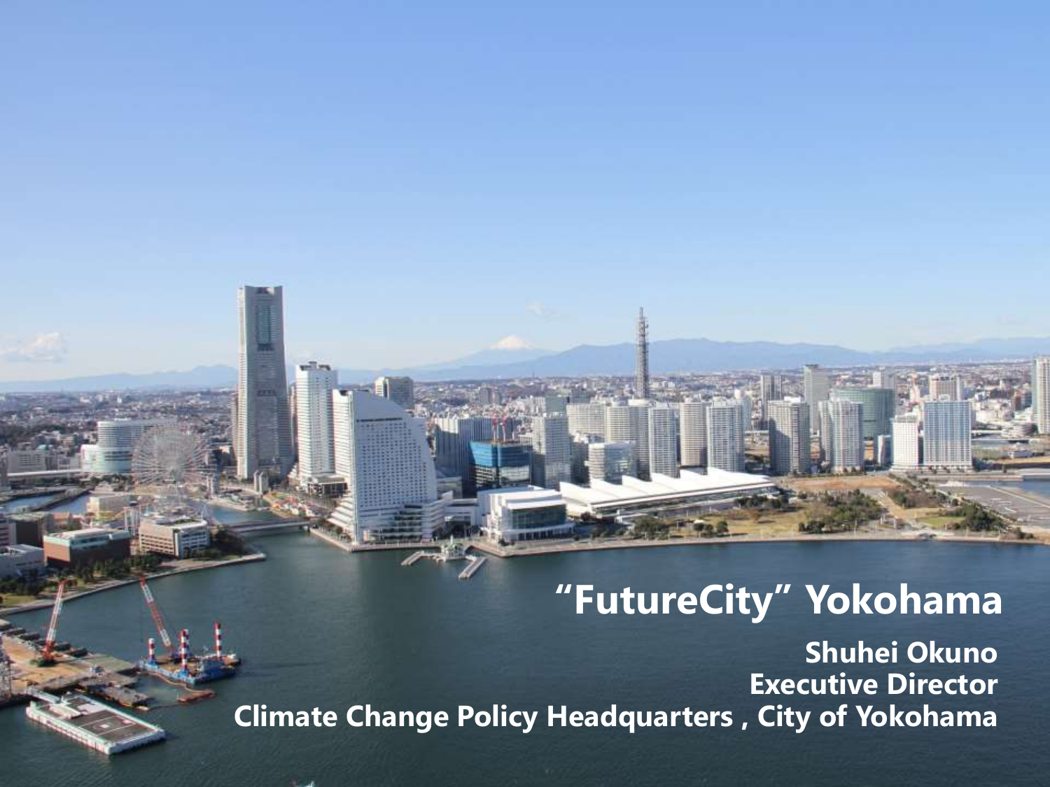# "FutureCity" Yokohama

**Shuhei Okuno**
**Executive Director**
**Climate Change Policy Headquarters , City of Yokohama**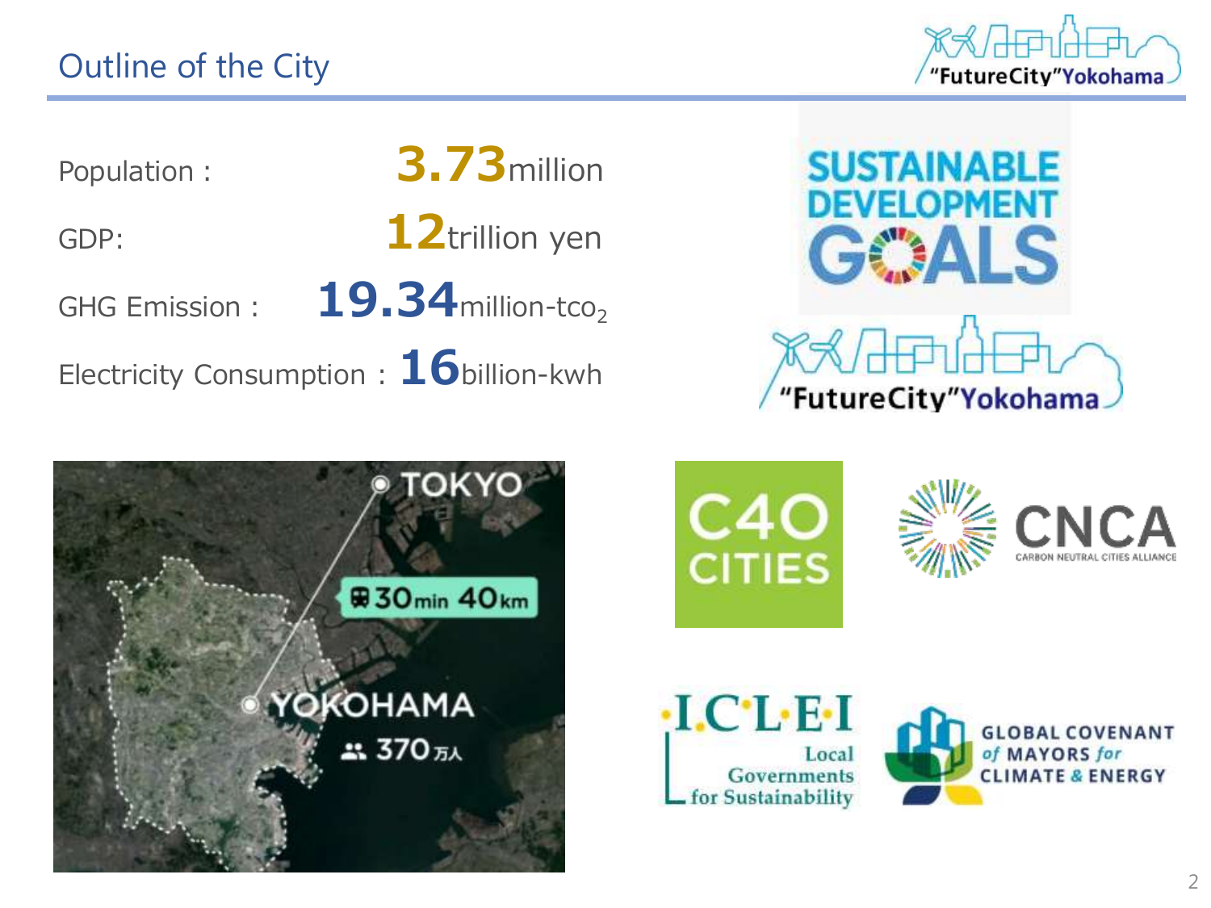# Outline of the City

Population : **3.73**million

GDP: **12**trillion yen

GHG Emission : **19.34**million-$tco_2$

Electricity Consumption : **16**billion-kwh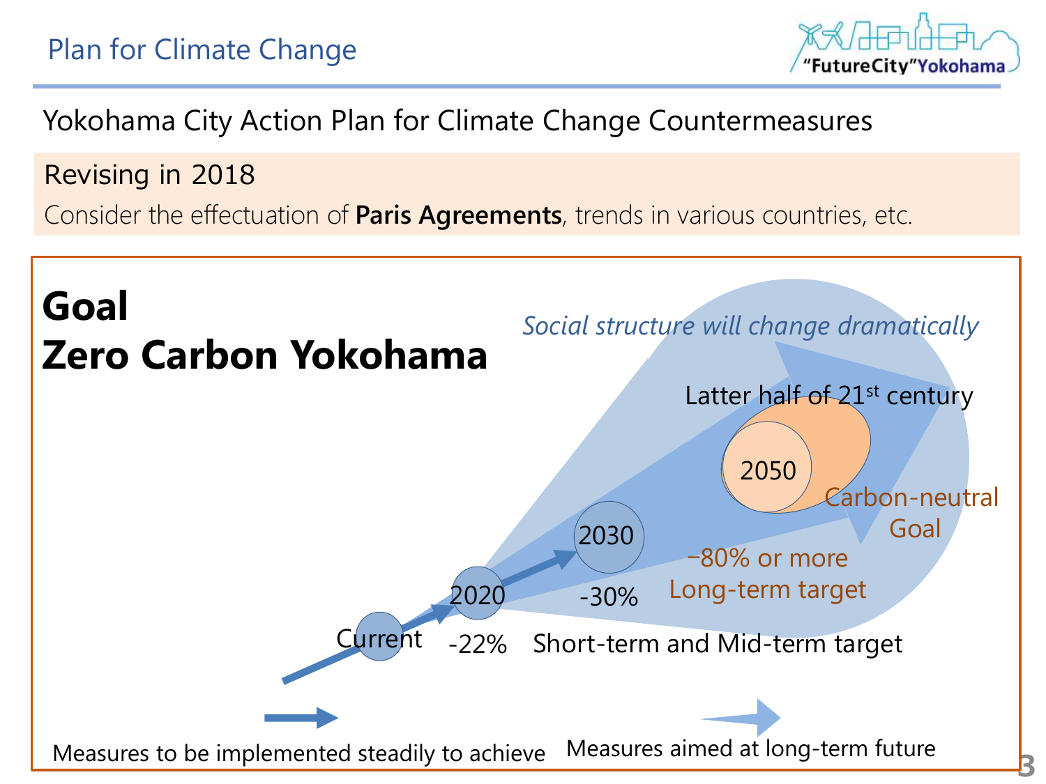## Plan for Climate Change

Yokohama City Action Plan for Climate Change Countermeasures

Revising in 2018

Consider the effectuation of **Paris Agreements**, trends in various countries, etc.

# Goal
# Zero Carbon Yokohama

*Social structure will change dramatically*

Latter half of 21st century

2050

Carbon-neutral Goal

2030

−80% or more Long-term target

Current

2020

-22%

-30%

Short-term and Mid-term target

Measures to be implemented steadily to achieve

Measures aimed at long-term future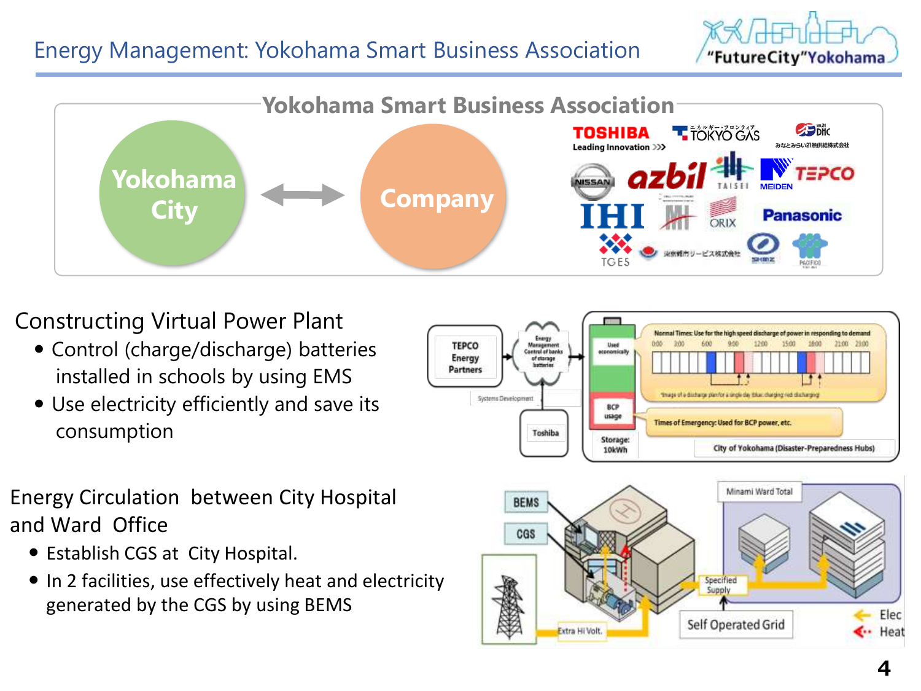# Energy Management: Yokohama Smart Business Association

## Yokohama Smart Business Association

Yokohama City ⟷ Company

TOSHIBA, TOKYO GAS, DHC, NISSAN, azbil, TAISEI, MEIDEN, TEPCO, IHI, ORIX, Panasonic, TGES, SHIMZ, PACIFICO

## Constructing Virtual Power Plant

- Control (charge/discharge) batteries installed in schools by using EMS
- Use electricity efficiently and save its consumption

## Energy Circulation between City Hospital and Ward Office

- Establish CGS at City Hospital.
- In 2 facilities, use effectively heat and electricity generated by the CGS by using BEMS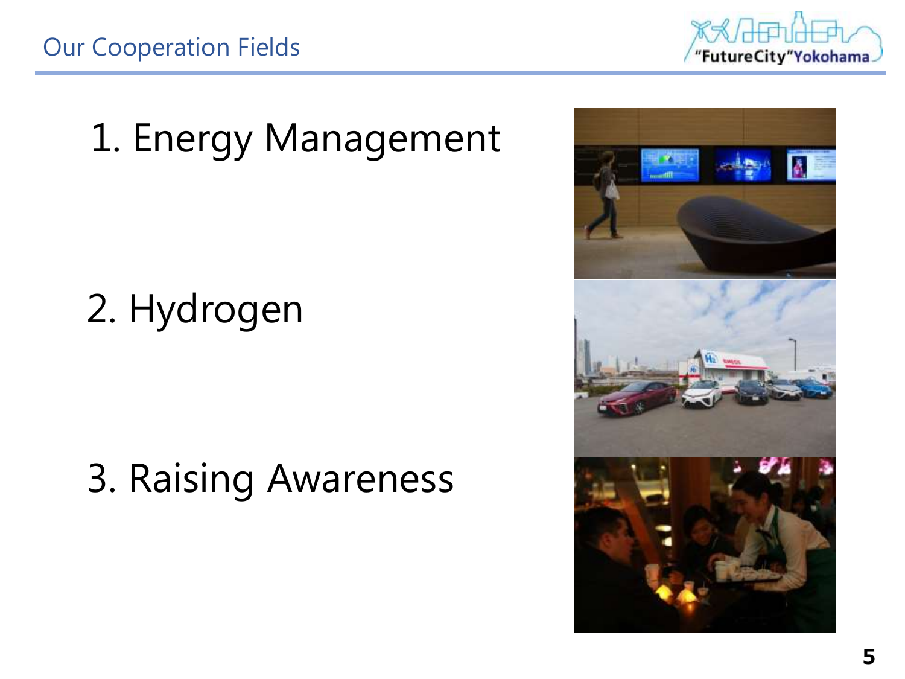# Our Cooperation Fields

1. Energy Management

2. Hydrogen

3. Raising Awareness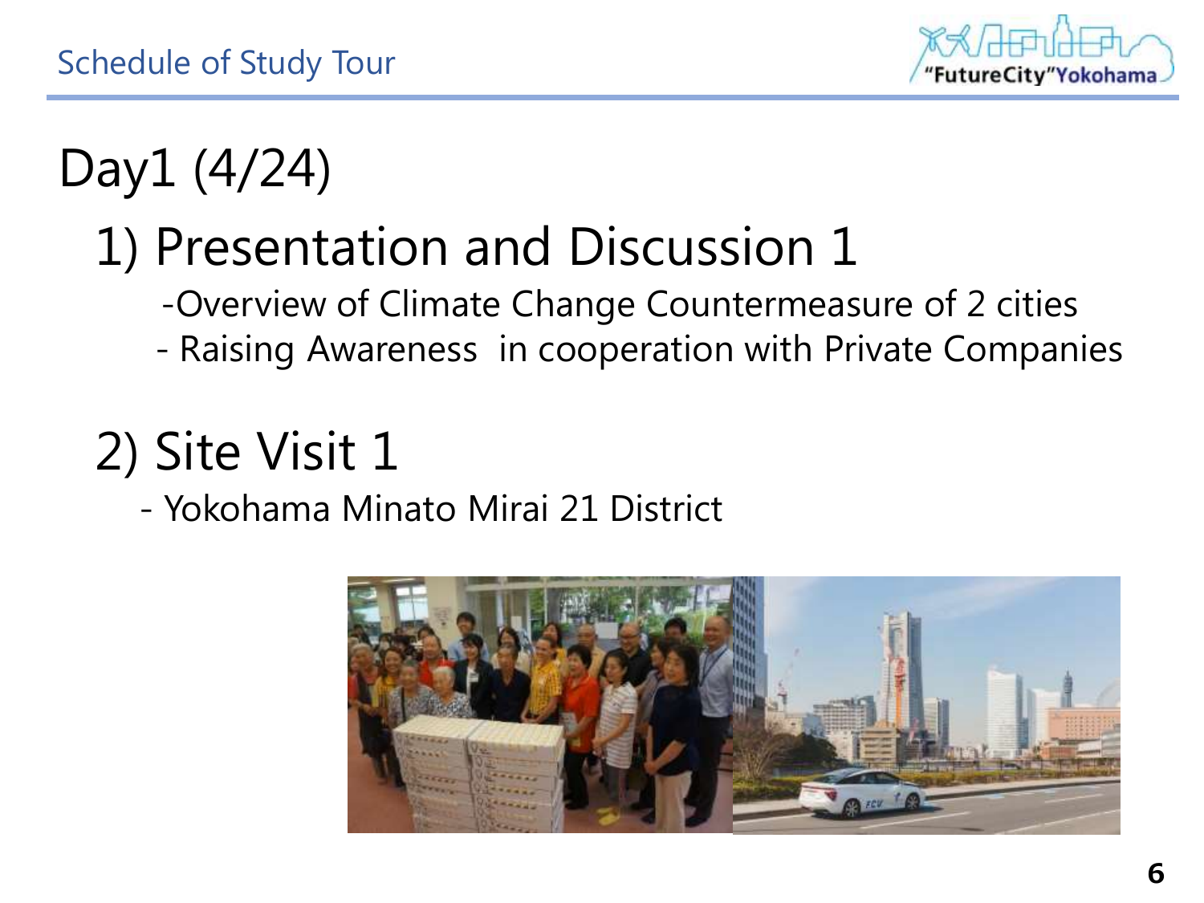# Schedule of Study Tour

## Day1 (4/24)

### 1) Presentation and Discussion 1

- Overview of Climate Change Countermeasure of 2 cities
- Raising Awareness in cooperation with Private Companies

### 2) Site Visit 1

- Yokohama Minato Mirai 21 District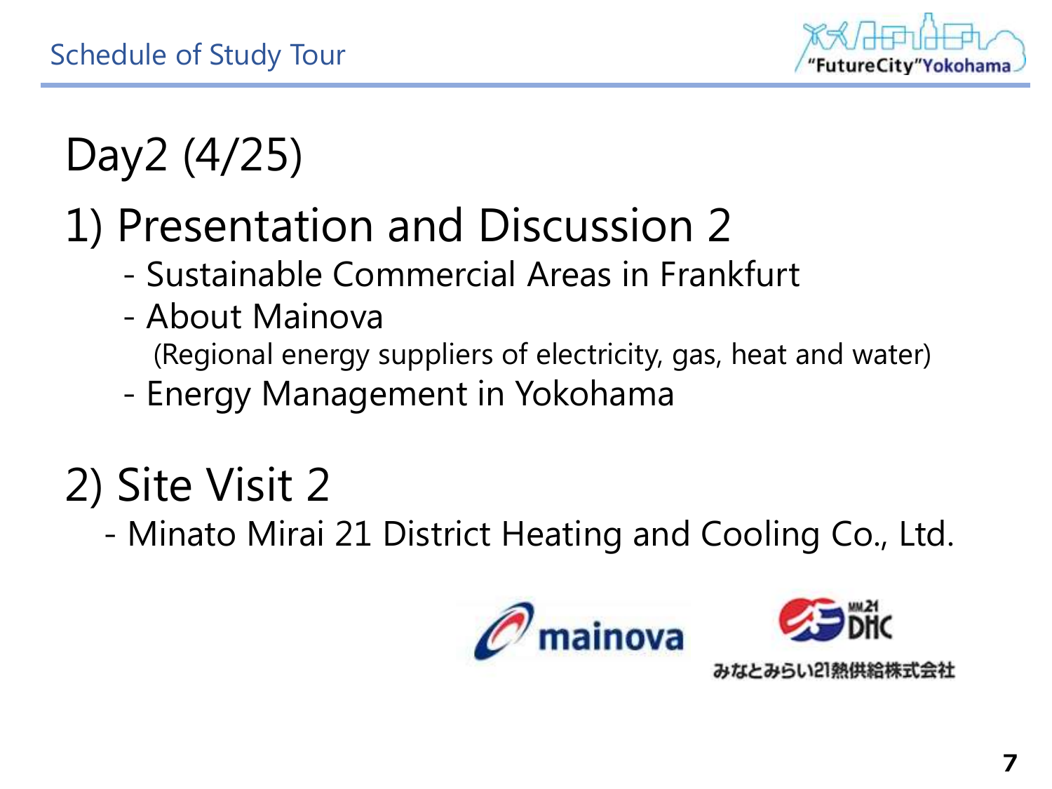# Schedule of Study Tour

## Day2 (4/25)

### 1) Presentation and Discussion 2

- Sustainable Commercial Areas in Frankfurt
- About Mainova
  (Regional energy suppliers of electricity, gas, heat and water)
- Energy Management in Yokohama

### 2) Site Visit 2

- Minato Mirai 21 District Heating and Cooling Co., Ltd.

mainova

MM21 DHC

みなとみらい21熱供給株式会社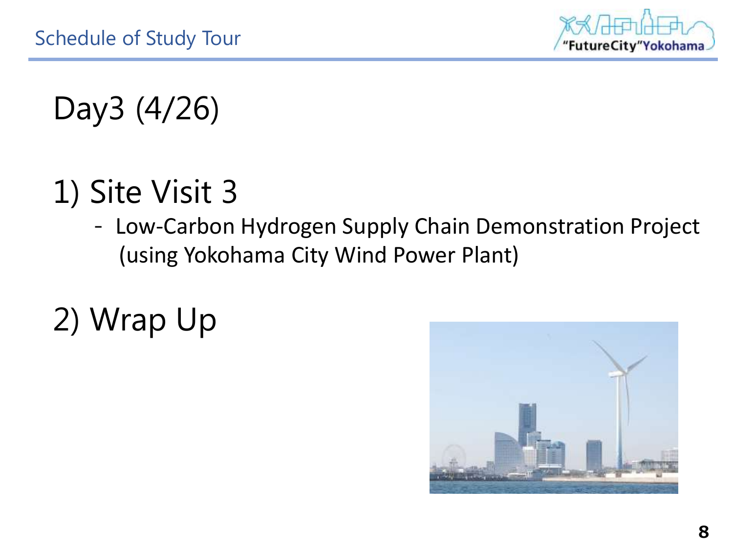# Day3 (4/26)

## 1) Site Visit 3

- Low-Carbon Hydrogen Supply Chain Demonstration Project (using Yokohama City Wind Power Plant)

## 2) Wrap Up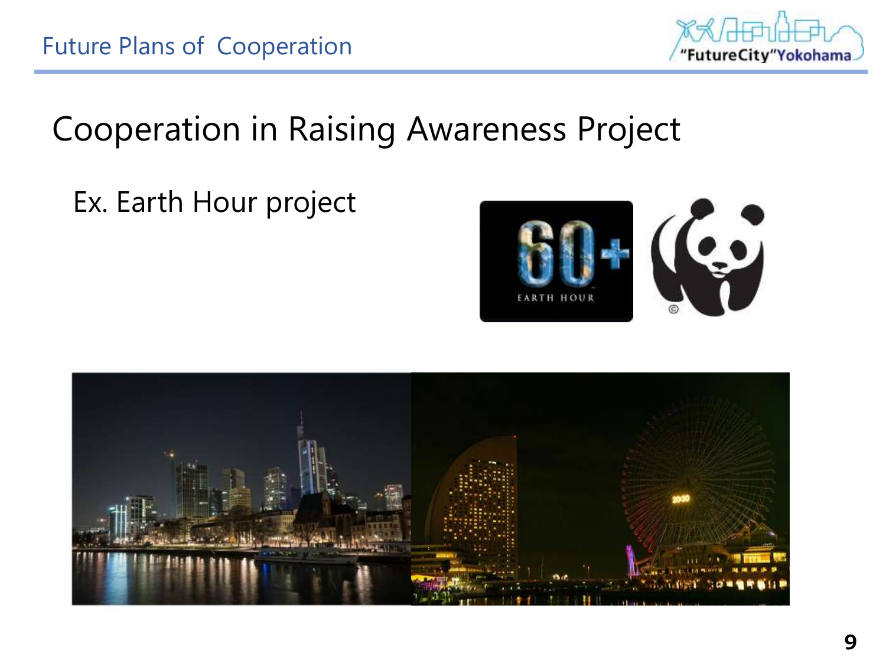Future Plans of Cooperation

# Cooperation in Raising Awareness Project

Ex. Earth Hour project